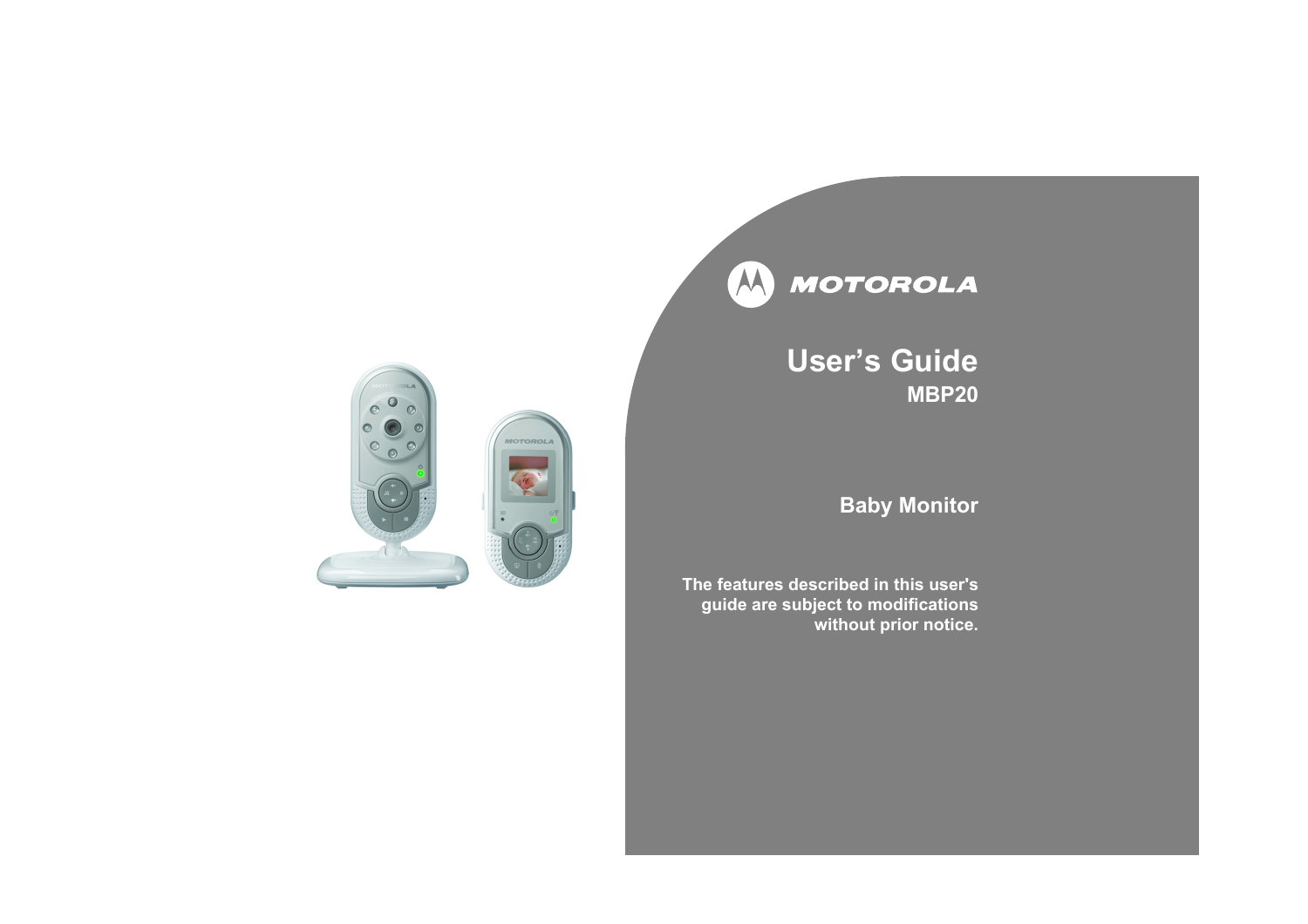MOTOROLA

# User's Guide

## MBP20

## Baby Monitor

**The features described in this user's guide are subject to modifications without prior notice.**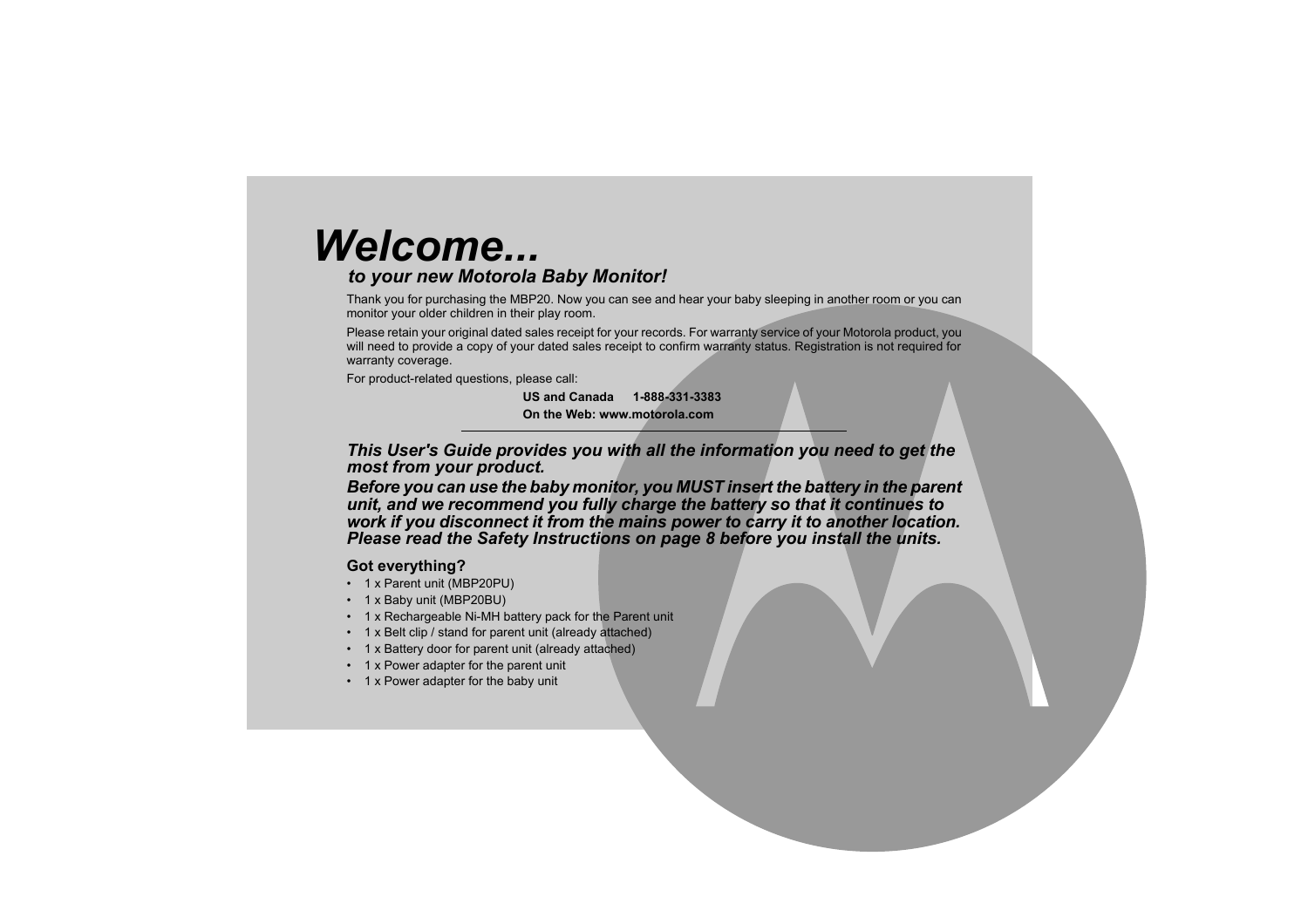# *Welcome...*

## *to your new Motorola Baby Monitor!*

Thank you for purchasing the MBP20. Now you can see and hear your baby sleeping in another room or you can monitor your older children in their play room.

Please retain your original dated sales receipt for your records. For warranty service of your Motorola product, you will need to provide a copy of your dated sales receipt to confirm warranty status. Registration is not required for warranty coverage.

For product-related questions, please call:

**US and Canada 1-888-331-3383**

**On the Web: www.motorola.com**

---

***This User's Guide provides you with all the information you need to get the most from your product.***

***Before you can use the baby monitor, you MUST insert the battery in the parent unit, and we recommend you fully charge the battery so that it continues to work if you disconnect it from the mains power to carry it to another location. Please read the Safety Instructions on page 8 before you install the units.***

### Got everything?

- 1 x Parent unit (MBP20PU)
- 1 x Baby unit (MBP20BU)
- 1 x Rechargeable Ni-MH battery pack for the Parent unit
- 1 x Belt clip / stand for parent unit (already attached)
- 1 x Battery door for parent unit (already attached)
- 1 x Power adapter for the parent unit
- 1 x Power adapter for the baby unit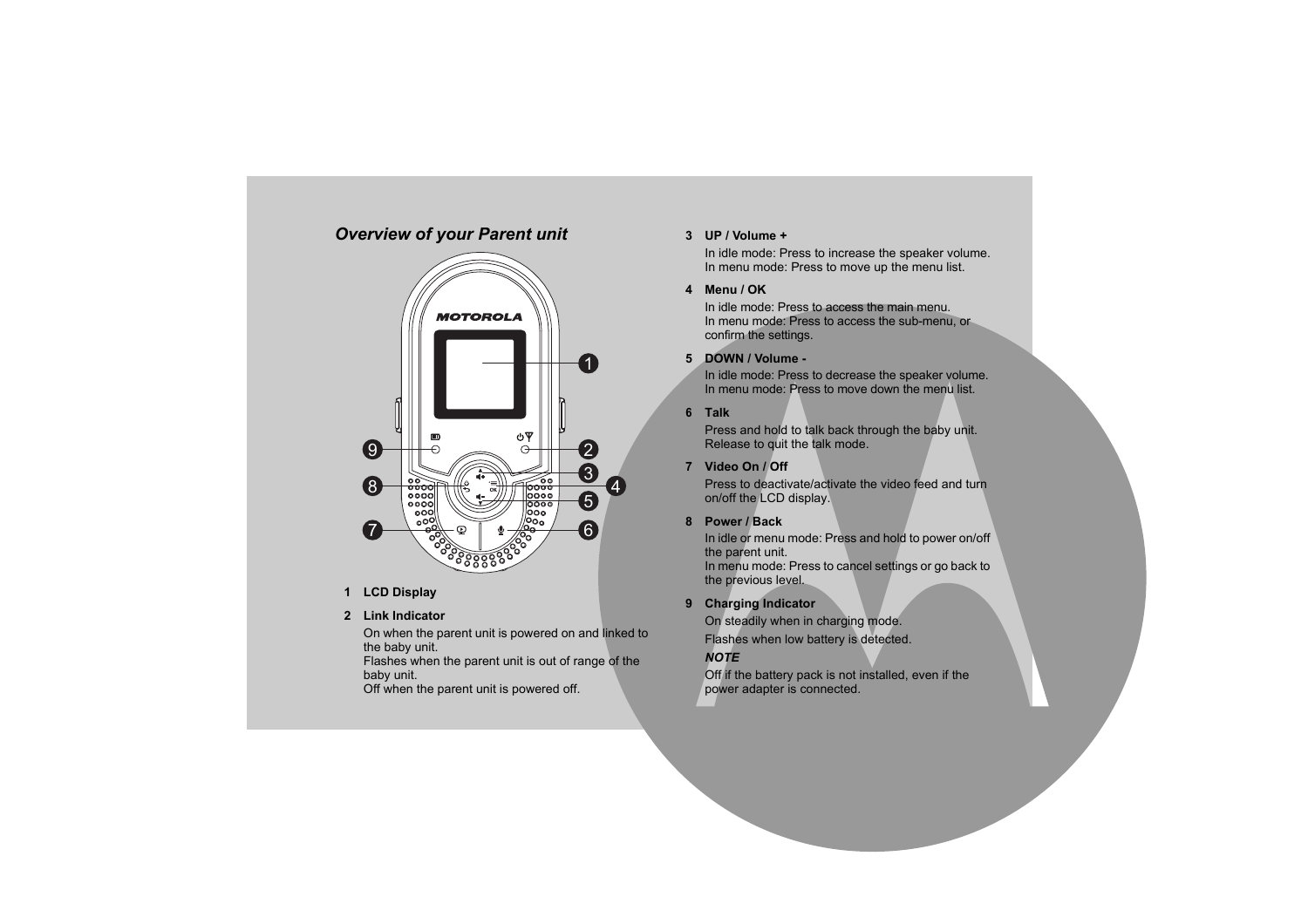## *Overview of your Parent unit*

1 **LCD Display**

2 **Link Indicator**

On when the parent unit is powered on and linked to the baby unit.
Flashes when the parent unit is out of range of the baby unit.
Off when the parent unit is powered off.

3 **UP / Volume +**

In idle mode: Press to increase the speaker volume.
In menu mode: Press to move up the menu list.

4 **Menu / OK**

In idle mode: Press to access the main menu.
In menu mode: Press to access the sub-menu, or confirm the settings.

5 **DOWN / Volume -**

In idle mode: Press to decrease the speaker volume.
In menu mode: Press to move down the menu list.

6 **Talk**

Press and hold to talk back through the baby unit.
Release to quit the talk mode.

7 **Video On / Off**

Press to deactivate/activate the video feed and turn on/off the LCD display.

8 **Power / Back**

In idle or menu mode: Press and hold to power on/off the parent unit.
In menu mode: Press to cancel settings or go back to the previous level.

9 **Charging Indicator**

On steadily when in charging mode.

Flashes when low battery is detected.

***NOTE***

Off if the battery pack is not installed, even if the power adapter is connected.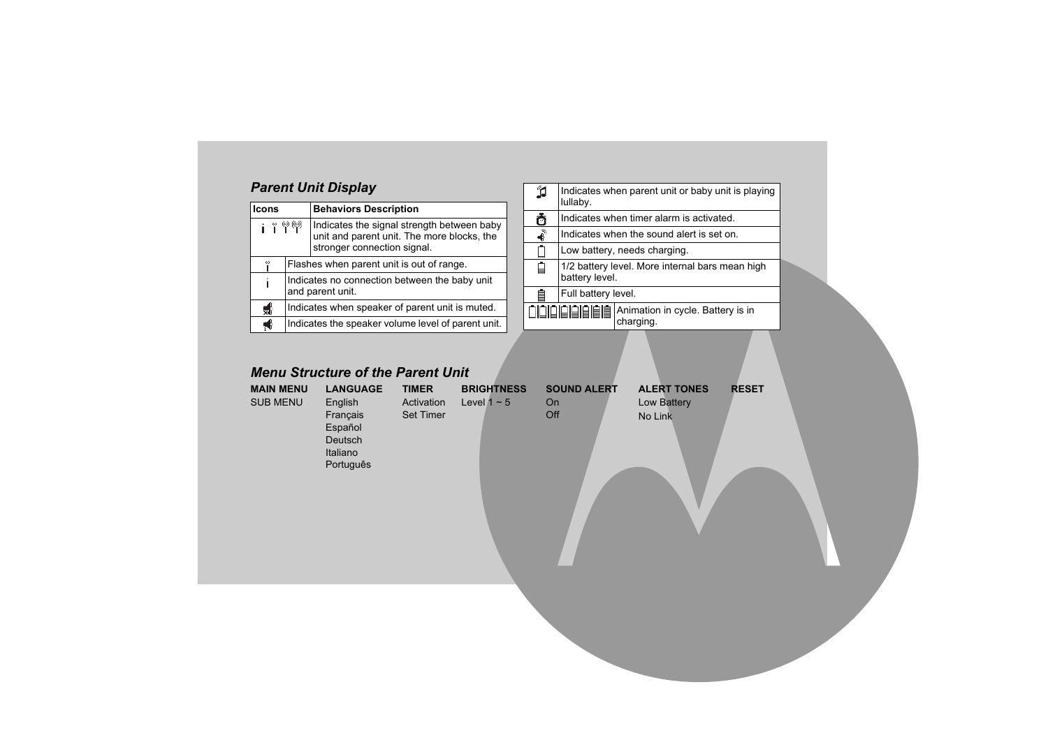## *Parent Unit Display*

| Icons | Behaviors Description |
|---|---|
| | Indicates the signal strength between baby unit and parent unit. The more blocks, the stronger connection signal. |
| | Flashes when parent unit is out of range. |
| | Indicates no connection between the baby unit and parent unit. |
| | Indicates when speaker of parent unit is muted. |
| | Indicates the speaker volume level of parent unit. |
| | Indicates when parent unit or baby unit is playing lullaby. |
| | Indicates when timer alarm is activated. |
| | Indicates when the sound alert is set on. |
| | Low battery, needs charging. |
| | 1/2 battery level. More internal bars mean high battery level. |
| | Full battery level. |
| | Animation in cycle. Battery is in charging. |

## *Menu Structure of the Parent Unit*

| MAIN MENU | LANGUAGE | TIMER | BRIGHTNESS | SOUND ALERT | ALERT TONES | RESET |
|---|---|---|---|---|---|---|
| SUB MENU | English | Activation | Level 1 ~ 5 | On | Low Battery | |
| | Français | Set Timer | | Off | No Link | |
| | Español | | | | | |
| | Deutsch | | | | | |
| | Italiano | | | | | |
| | Português | | | | | |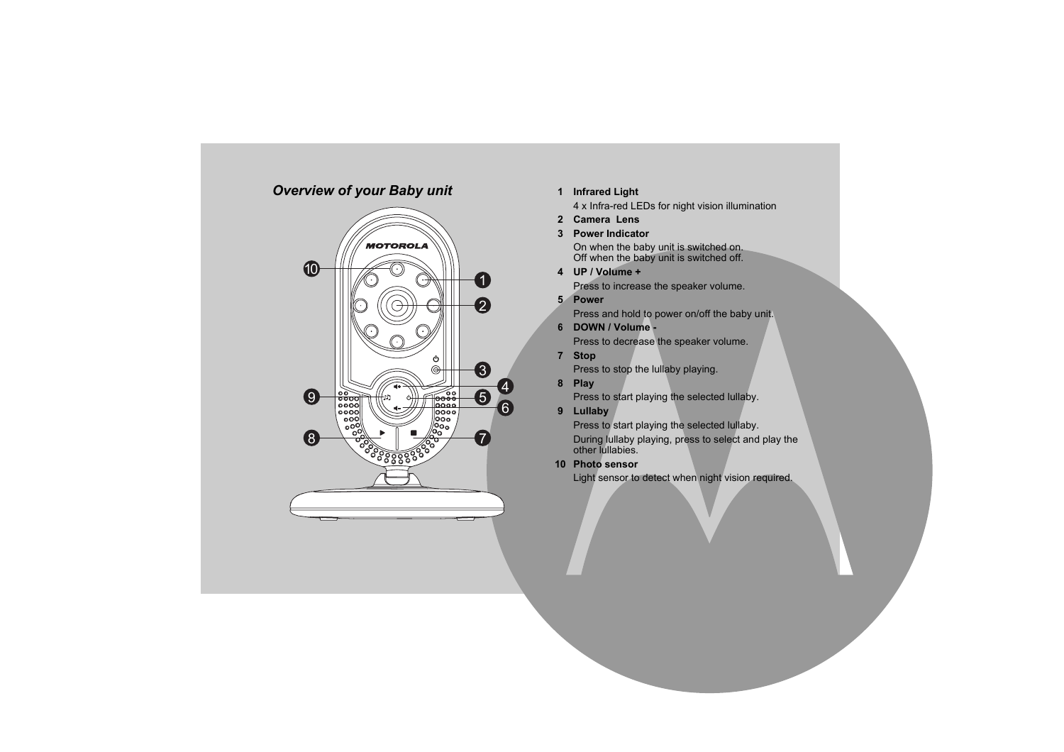## *Overview of your Baby unit*

1. **Infrared Light**
   
   4 x Infra-red LEDs for night vision illumination
2. **Camera Lens**
3. **Power Indicator**
   
   On when the baby unit is switched on.
   Off when the baby unit is switched off.
4. **UP / Volume +**
   
   Press to increase the speaker volume.
5. **Power**
   
   Press and hold to power on/off the baby unit.
6. **DOWN / Volume -**
   
   Press to decrease the speaker volume.
7. **Stop**
   
   Press to stop the lullaby playing.
8. **Play**
   
   Press to start playing the selected lullaby.
9. **Lullaby**
   
   Press to start playing the selected lullaby.
   
   During lullaby playing, press to select and play the other lullabies.
10. **Photo sensor**
    
    Light sensor to detect when night vision required.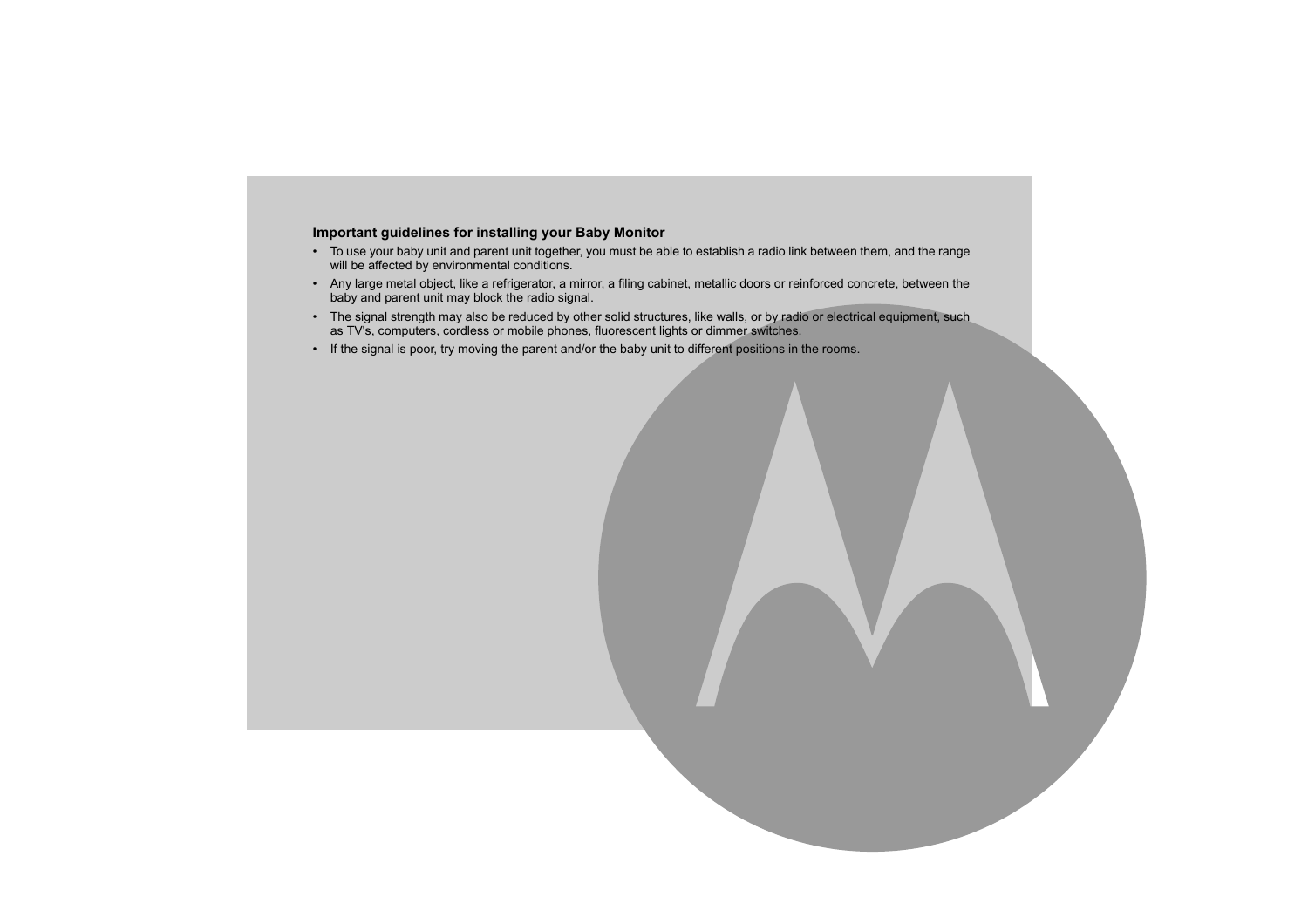**Important guidelines for installing your Baby Monitor**

- To use your baby unit and parent unit together, you must be able to establish a radio link between them, and the range will be affected by environmental conditions.
- Any large metal object, like a refrigerator, a mirror, a filing cabinet, metallic doors or reinforced concrete, between the baby and parent unit may block the radio signal.
- The signal strength may also be reduced by other solid structures, like walls, or by radio or electrical equipment, such as TV's, computers, cordless or mobile phones, fluorescent lights or dimmer switches.
- If the signal is poor, try moving the parent and/or the baby unit to different positions in the rooms.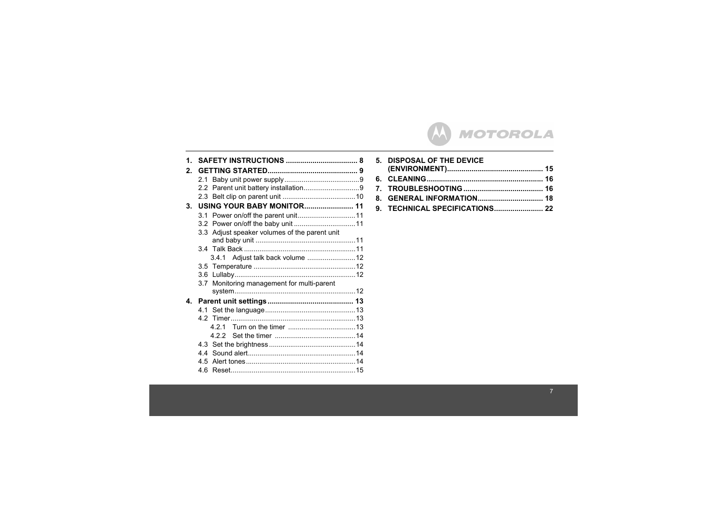1. **SAFETY INSTRUCTIONS .................................. 8**
2. **GETTING STARTED........................................... 9**
   - 2.1 Baby unit power supply .......................................9
   - 2.2 Parent unit battery installation............................9
   - 2.3 Belt clip on parent unit .....................................10
3. **USING YOUR BABY MONITOR........................ 11**
   - 3.1 Power on/off the parent unit..............................11
   - 3.2 Power on/off the baby unit ................................11
   - 3.3 Adjust speaker volumes of the parent unit and baby unit ....................................................11
   - 3.4 Talk Back ..........................................................11
     - 3.4.1 Adjust talk back volume .........................12
   - 3.5 Temperature .....................................................12
   - 3.6 Lullaby..............................................................12
   - 3.7 Monitoring management for multi-parent system..............................................................12
4. **Parent unit settings .......................................... 13**
   - 4.1 Set the language...............................................13
   - 4.2 Timer.................................................................13
     - 4.2.1 Turn on the timer ...................................13
     - 4.2.2 Set the timer ..........................................14
   - 4.3 Set the brightness .............................................14
   - 4.4 Sound alert........................................................14
   - 4.5 Alert tones.........................................................14
   - 4.6 Reset.................................................................15
5. **DISPOSAL OF THE DEVICE (ENVIRONMENT).............................................. 15**
6. **CLEANING........................................................ 16**
7. **TROUBLESHOOTING ....................................... 16**
8. **GENERAL INFORMATION................................ 18**
9. **TECHNICAL SPECIFICATIONS........................ 22**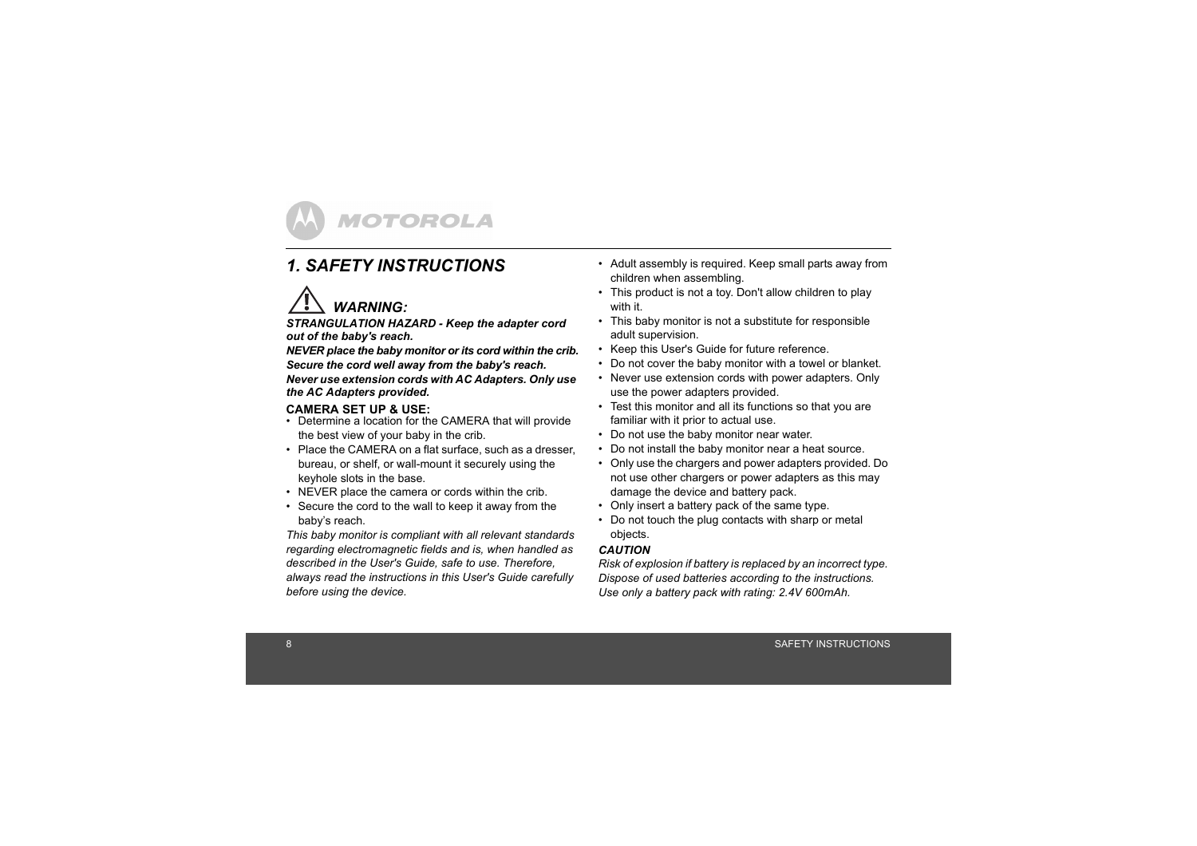# 1. SAFETY INSTRUCTIONS

## WARNING:

***STRANGULATION HAZARD - Keep the adapter cord out of the baby's reach.***

***NEVER place the baby monitor or its cord within the crib.***

***Secure the cord well away from the baby's reach.***

***Never use extension cords with AC Adapters. Only use the AC Adapters provided.***

**CAMERA SET UP & USE:**

- Determine a location for the CAMERA that will provide the best view of your baby in the crib.
- Place the CAMERA on a flat surface, such as a dresser, bureau, or shelf, or wall-mount it securely using the keyhole slots in the base.
- NEVER place the camera or cords within the crib.
- Secure the cord to the wall to keep it away from the baby's reach.

*This baby monitor is compliant with all relevant standards regarding electromagnetic fields and is, when handled as described in the User's Guide, safe to use. Therefore, always read the instructions in this User's Guide carefully before using the device.*

- Adult assembly is required. Keep small parts away from children when assembling.
- This product is not a toy. Don't allow children to play with it.
- This baby monitor is not a substitute for responsible adult supervision.
- Keep this User's Guide for future reference.
- Do not cover the baby monitor with a towel or blanket.
- Never use extension cords with power adapters. Only use the power adapters provided.
- Test this monitor and all its functions so that you are familiar with it prior to actual use.
- Do not use the baby monitor near water.
- Do not install the baby monitor near a heat source.
- Only use the chargers and power adapters provided. Do not use other chargers or power adapters as this may damage the device and battery pack.
- Only insert a battery pack of the same type.
- Do not touch the plug contacts with sharp or metal objects.

***CAUTION***

*Risk of explosion if battery is replaced by an incorrect type. Dispose of used batteries according to the instructions. Use only a battery pack with rating: 2.4V 600mAh.*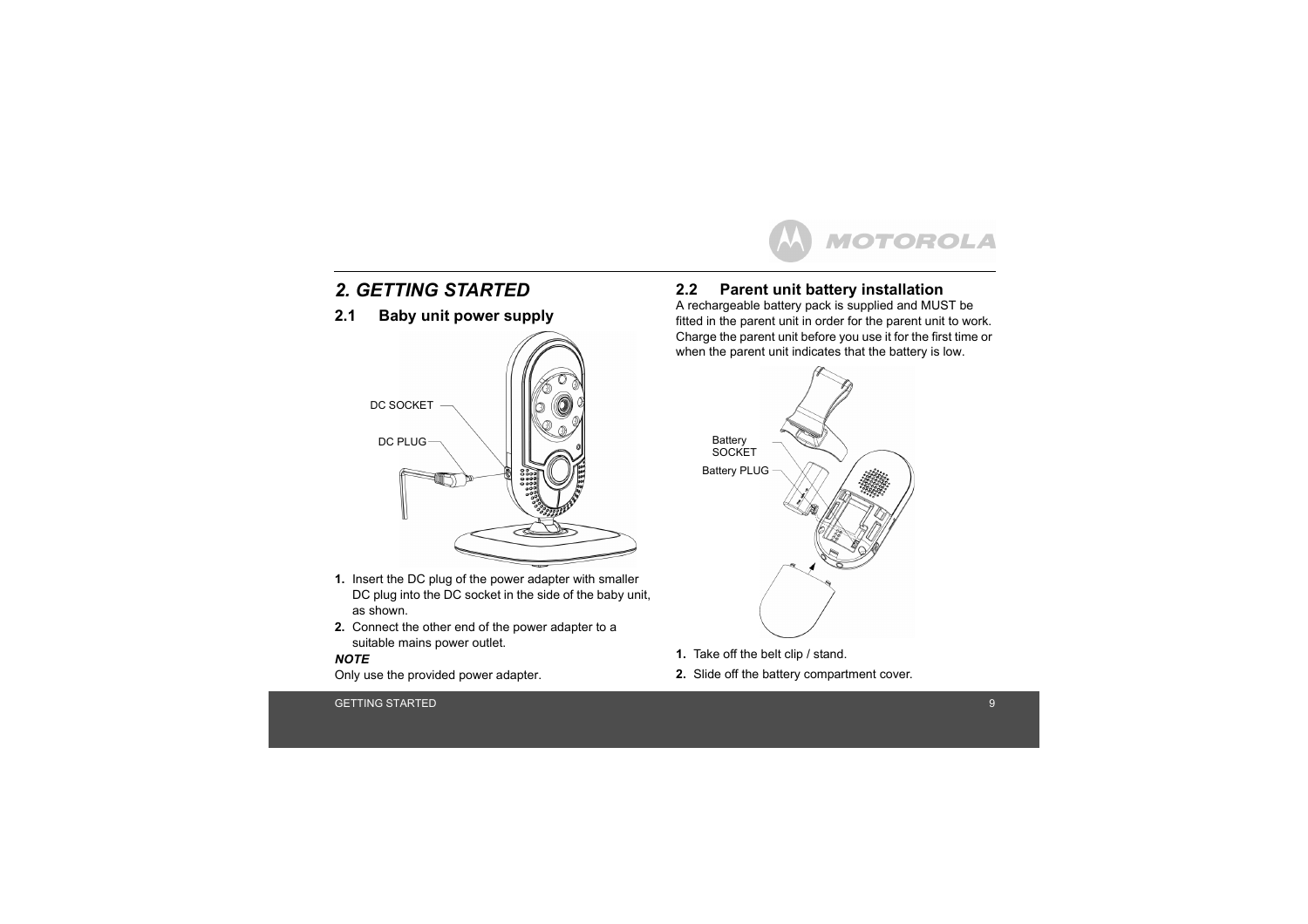# 2. GETTING STARTED

## 2.1 Baby unit power supply

DC SOCKET

DC PLUG

1. Insert the DC plug of the power adapter with smaller DC plug into the DC socket in the side of the baby unit, as shown.
2. Connect the other end of the power adapter to a suitable mains power outlet.

***NOTE***

Only use the provided power adapter.

## 2.2 Parent unit battery installation

A rechargeable battery pack is supplied and MUST be fitted in the parent unit in order for the parent unit to work. Charge the parent unit before you use it for the first time or when the parent unit indicates that the battery is low.

Battery SOCKET

Battery PLUG

1. Take off the belt clip / stand.
2. Slide off the battery compartment cover.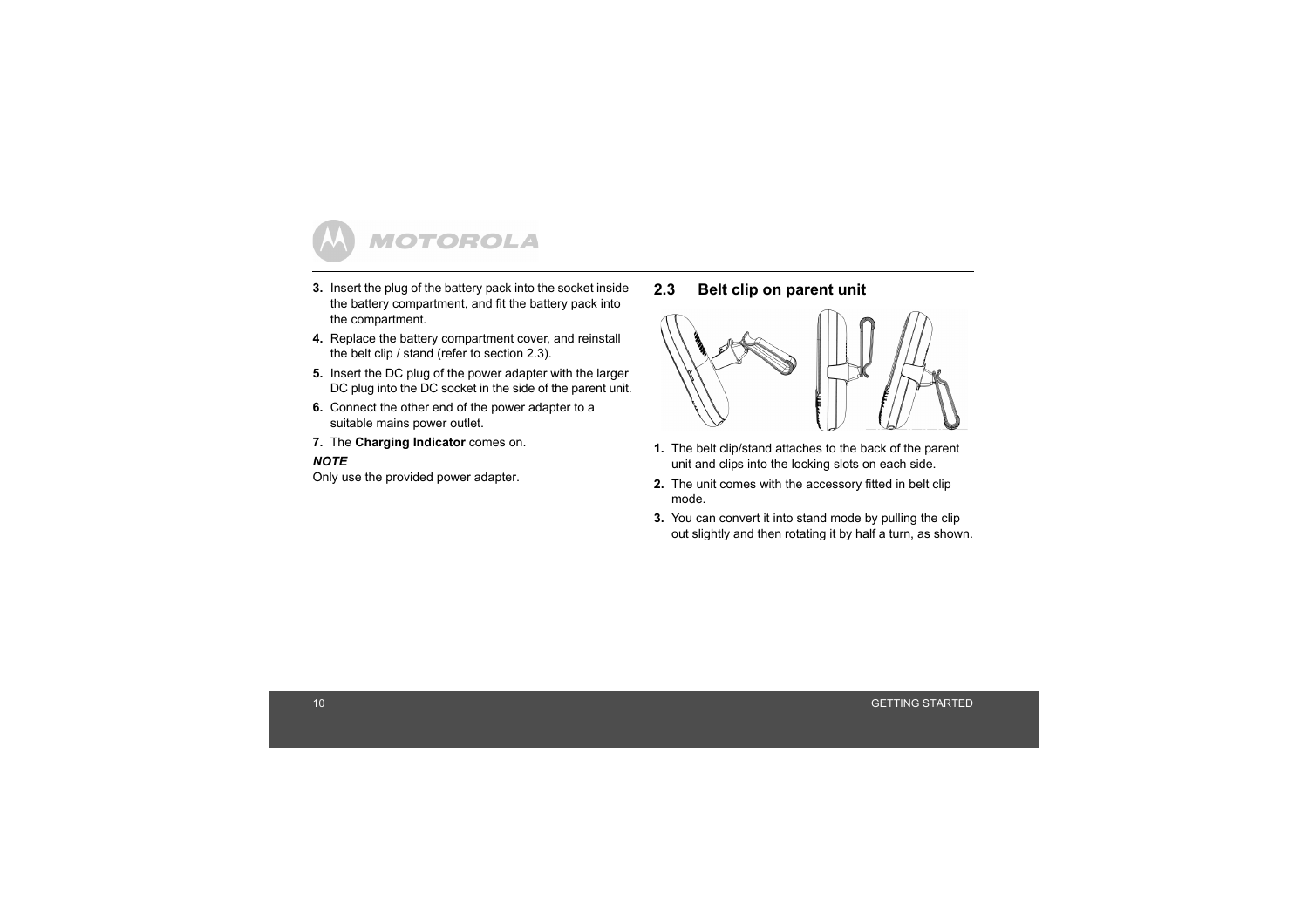3. Insert the plug of the battery pack into the socket inside the battery compartment, and fit the battery pack into the compartment.
4. Replace the battery compartment cover, and reinstall the belt clip / stand (refer to section 2.3).
5. Insert the DC plug of the power adapter with the larger DC plug into the DC socket in the side of the parent unit.
6. Connect the other end of the power adapter to a suitable mains power outlet.
7. The **Charging Indicator** comes on.

***NOTE***

Only use the provided power adapter.

## 2.3 Belt clip on parent unit

1. The belt clip/stand attaches to the back of the parent unit and clips into the locking slots on each side.
2. The unit comes with the accessory fitted in belt clip mode.
3. You can convert it into stand mode by pulling the clip out slightly and then rotating it by half a turn, as shown.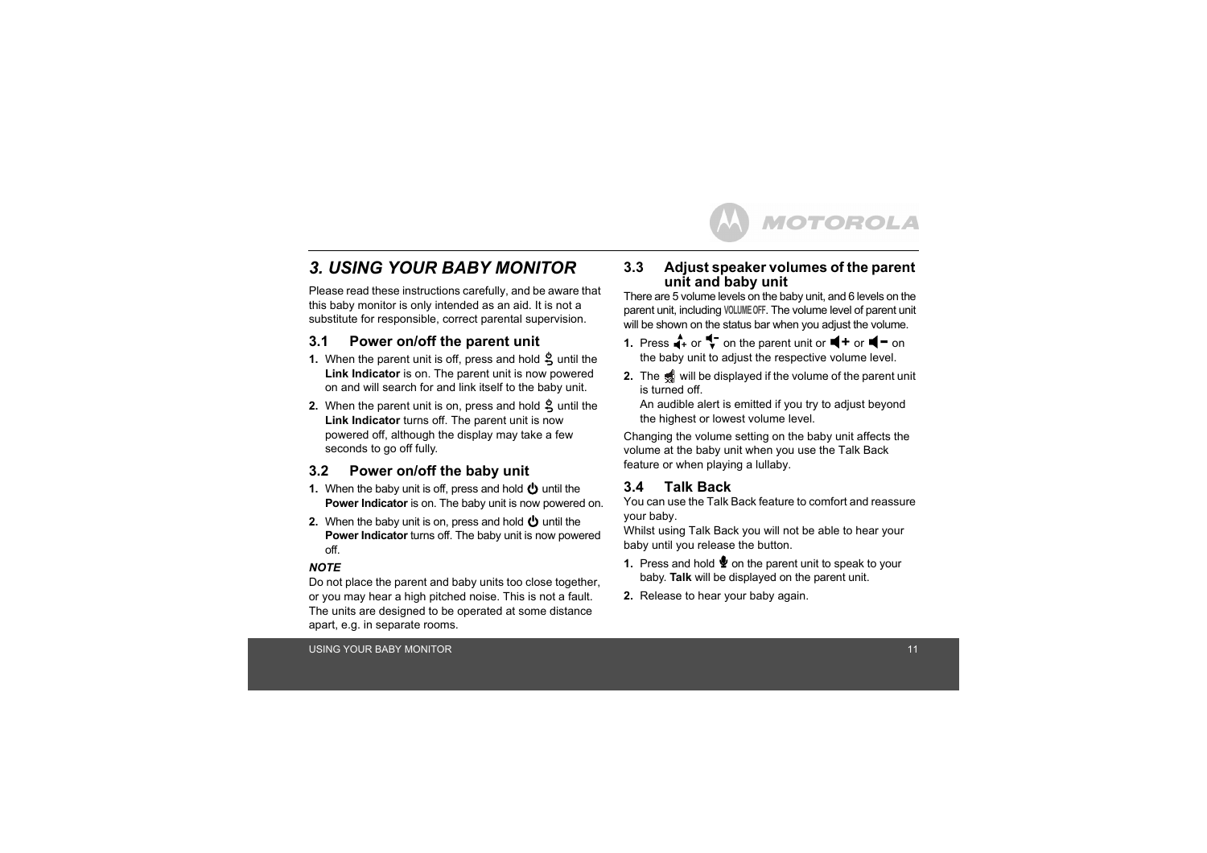#### 3. USING YOUR BABY MONITOR

Please read these instructions carefully, and be aware that this baby monitor is only intended as an aid. It is not a substitute for responsible, correct parental supervision.

## 3.1 Power on/off the parent unit

1. When the parent unit is off, press and hold until the **Link Indicator** is on. The parent unit is now powered on and will search for and link itself to the baby unit.
2. When the parent unit is on, press and hold until the **Link Indicator** turns off. The parent unit is now powered off, although the display may take a few seconds to go off fully.

## 3.2 Power on/off the baby unit

1. When the baby unit is off, press and hold until the **Power Indicator** is on. The baby unit is now powered on.
2. When the baby unit is on, press and hold until the **Power Indicator** turns off. The baby unit is now powered off.

***NOTE***

Do not place the parent and baby units too close together, or you may hear a high pitched noise. This is not a fault. The units are designed to be operated at some distance apart, e.g. in separate rooms.

## 3.3 Adjust speaker volumes of the parent unit and baby unit

There are 5 volume levels on the baby unit, and 6 levels on the parent unit, including VOLUME OFF. The volume level of parent unit will be shown on the status bar when you adjust the volume.

1. Press or on the parent unit or or on the baby unit to adjust the respective volume level.
2. The will be displayed if the volume of the parent unit is turned off.
   An audible alert is emitted if you try to adjust beyond the highest or lowest volume level.

Changing the volume setting on the baby unit affects the volume at the baby unit when you use the Talk Back feature or when playing a lullaby.

## 3.4 Talk Back

You can use the Talk Back feature to comfort and reassure your baby.
Whilst using Talk Back you will not be able to hear your baby until you release the button.

1. Press and hold on the parent unit to speak to your baby. **Talk** will be displayed on the parent unit.
2. Release to hear your baby again.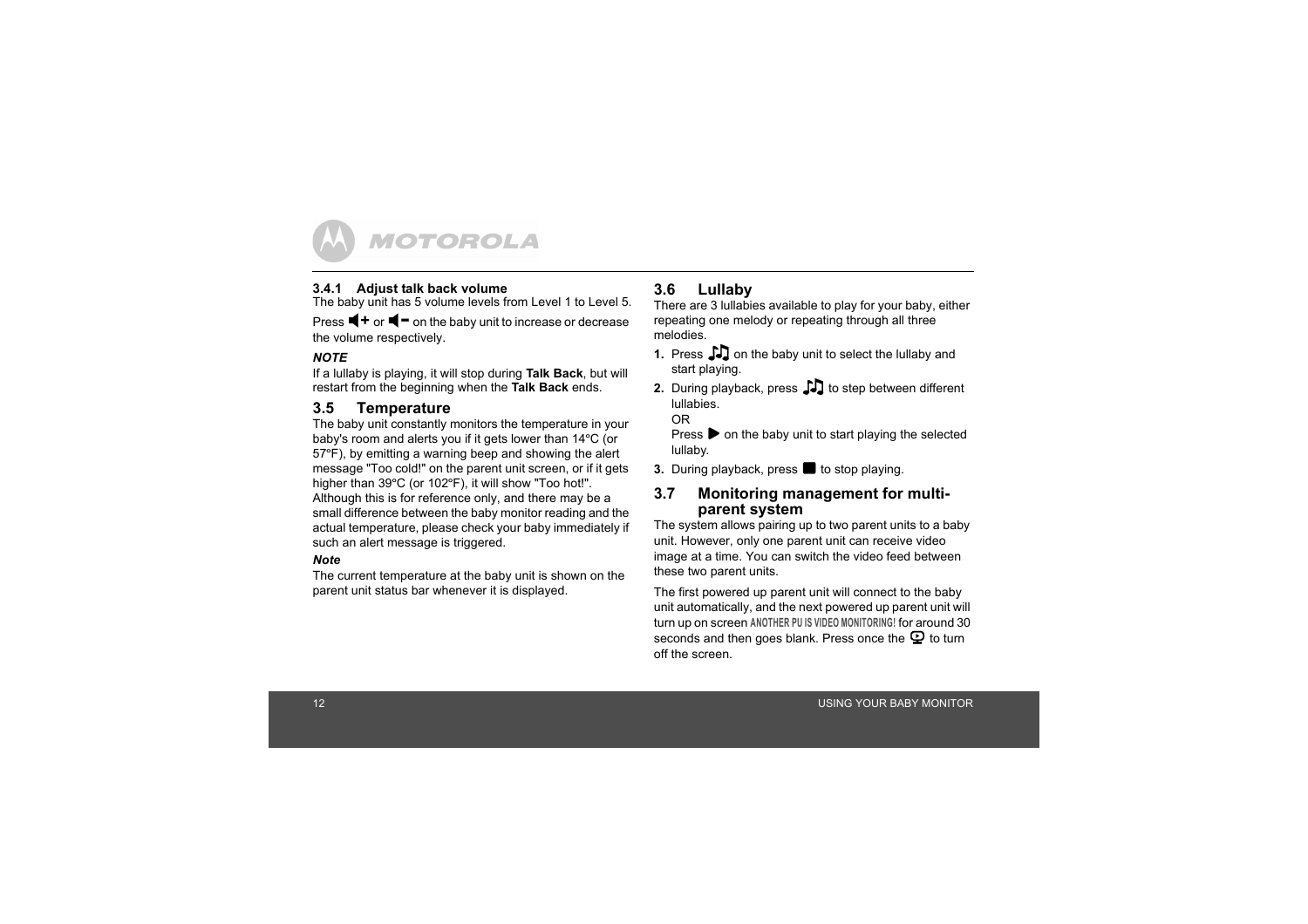#### 3.4.1 Adjust talk back volume

The baby unit has 5 volume levels from Level 1 to Level 5.

Press 🔈+ or 🔈− on the baby unit to increase or decrease the volume respectively.

***NOTE***

If a lullaby is playing, it will stop during **Talk Back**, but will restart from the beginning when the **Talk Back** ends.

### 3.5 Temperature

The baby unit constantly monitors the temperature in your baby's room and alerts you if it gets lower than 14°C (or 57°F), by emitting a warning beep and showing the alert message "Too cold!" on the parent unit screen, or if it gets higher than 39°C (or 102°F), it will show "Too hot!". Although this is for reference only, and there may be a small difference between the baby monitor reading and the actual temperature, please check your baby immediately if such an alert message is triggered.

***Note***

The current temperature at the baby unit is shown on the parent unit status bar whenever it is displayed.

### 3.6 Lullaby

There are 3 lullabies available to play for your baby, either repeating one melody or repeating through all three melodies.

1. Press ♫ on the baby unit to select the lullaby and start playing.
2. During playback, press ♫ to step between different lullabies.
   OR
   Press ▶ on the baby unit to start playing the selected lullaby.
3. During playback, press ■ to stop playing.

### 3.7 Monitoring management for multi-parent system

The system allows pairing up to two parent units to a baby unit. However, only one parent unit can receive video image at a time. You can switch the video feed between these two parent units.

The first powered up parent unit will connect to the baby unit automatically, and the next powered up parent unit will turn up on screen ANOTHER PU IS VIDEO MONITORING! for around 30 seconds and then goes blank. Press once the 🖵 to turn off the screen.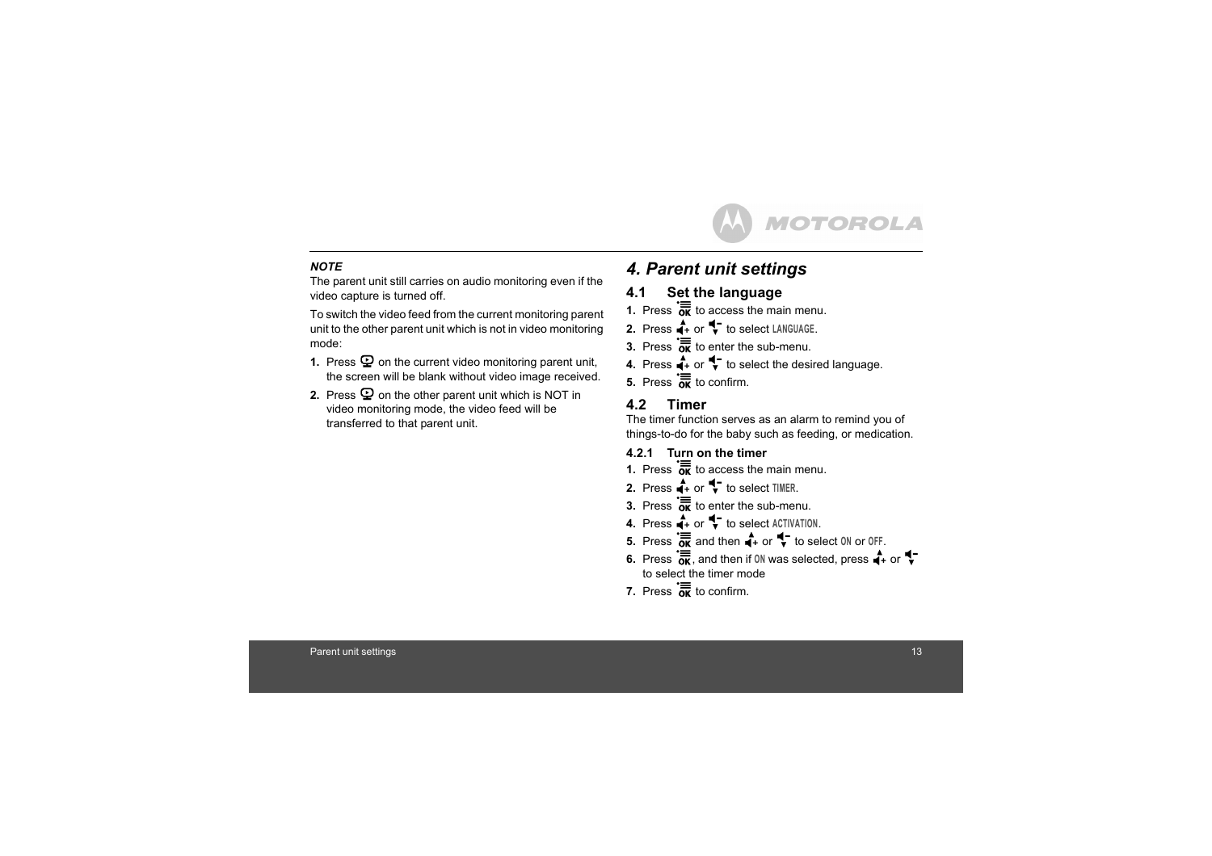***NOTE***

The parent unit still carries on audio monitoring even if the video capture is turned off.

To switch the video feed from the current monitoring parent unit to the other parent unit which is not in video monitoring mode:

1. Press on the current video monitoring parent unit, the screen will be blank without video image received.
2. Press on the other parent unit which is NOT in video monitoring mode, the video feed will be transferred to that parent unit.

# *4. Parent unit settings*

## 4.1 Set the language

1. Press OK to access the main menu.
2. Press + or - to select LANGUAGE.
3. Press OK to enter the sub-menu.
4. Press + or - to select the desired language.
5. Press OK to confirm.

## 4.2 Timer

The timer function serves as an alarm to remind you of things-to-do for the baby such as feeding, or medication.

### 4.2.1 Turn on the timer

1. Press OK to access the main menu.
2. Press + or - to select TIMER.
3. Press OK to enter the sub-menu.
4. Press + or - to select ACTIVATION.
5. Press OK and then + or - to select ON or OFF.
6. Press OK, and then if ON was selected, press + or - to select the timer mode
7. Press OK to confirm.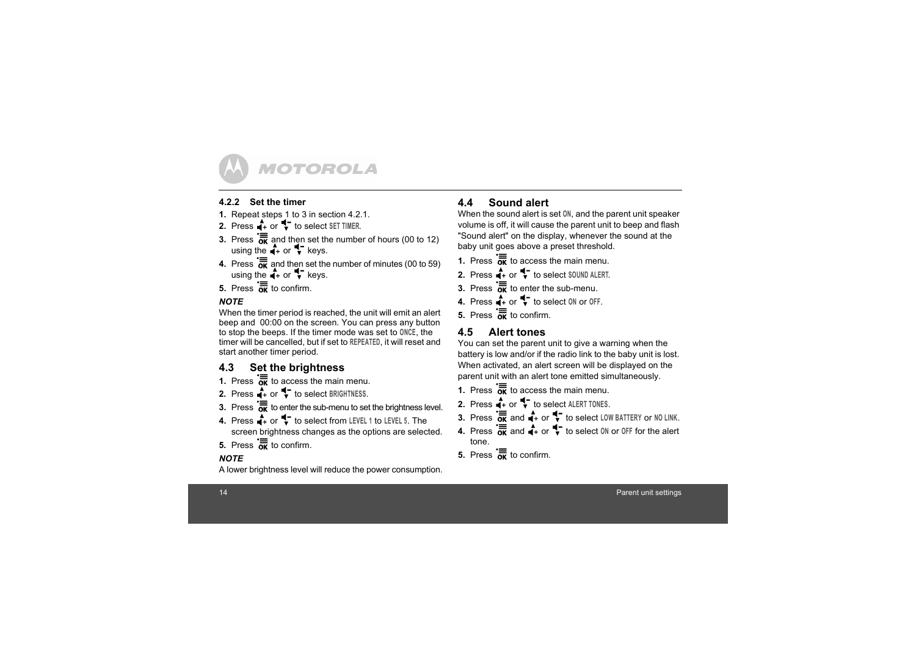### 4.2.2 Set the timer

1. Repeat steps 1 to 3 in section 4.2.1.
2. Press ▲+ or ▼- to select SET TIMER.
3. Press OK and then set the number of hours (00 to 12) using the ▲+ or ▼- keys.
4. Press OK and then set the number of minutes (00 to 59) using the ▲+ or ▼- keys.
5. Press OK to confirm.

***NOTE***

When the timer period is reached, the unit will emit an alert beep and 00:00 on the screen. You can press any button to stop the beeps. If the timer mode was set to ONCE, the timer will be cancelled, but if set to REPEATED, it will reset and start another timer period.

## 4.3 Set the brightness

1. Press OK to access the main menu.
2. Press ▲+ or ▼- to select BRIGHTNESS.
3. Press OK to enter the sub-menu to set the brightness level.
4. Press ▲+ or ▼- to select from LEVEL 1 to LEVEL 5. The screen brightness changes as the options are selected.
5. Press OK to confirm.

***NOTE***

A lower brightness level will reduce the power consumption.

## 4.4 Sound alert

When the sound alert is set ON, and the parent unit speaker volume is off, it will cause the parent unit to beep and flash "Sound alert" on the display, whenever the sound at the baby unit goes above a preset threshold.

1. Press OK to access the main menu.
2. Press ▲+ or ▼- to select SOUND ALERT.
3. Press OK to enter the sub-menu.
4. Press ▲+ or ▼- to select ON or OFF.
5. Press OK to confirm.

## 4.5 Alert tones

You can set the parent unit to give a warning when the battery is low and/or if the radio link to the baby unit is lost. When activated, an alert screen will be displayed on the parent unit with an alert tone emitted simultaneously.

1. Press OK to access the main menu.
2. Press ▲+ or ▼- to select ALERT TONES.
3. Press OK and ▲+ or ▼- to select LOW BATTERY or NO LINK.
4. Press OK and ▲+ or ▼- to select ON or OFF for the alert tone.
5. Press OK to confirm.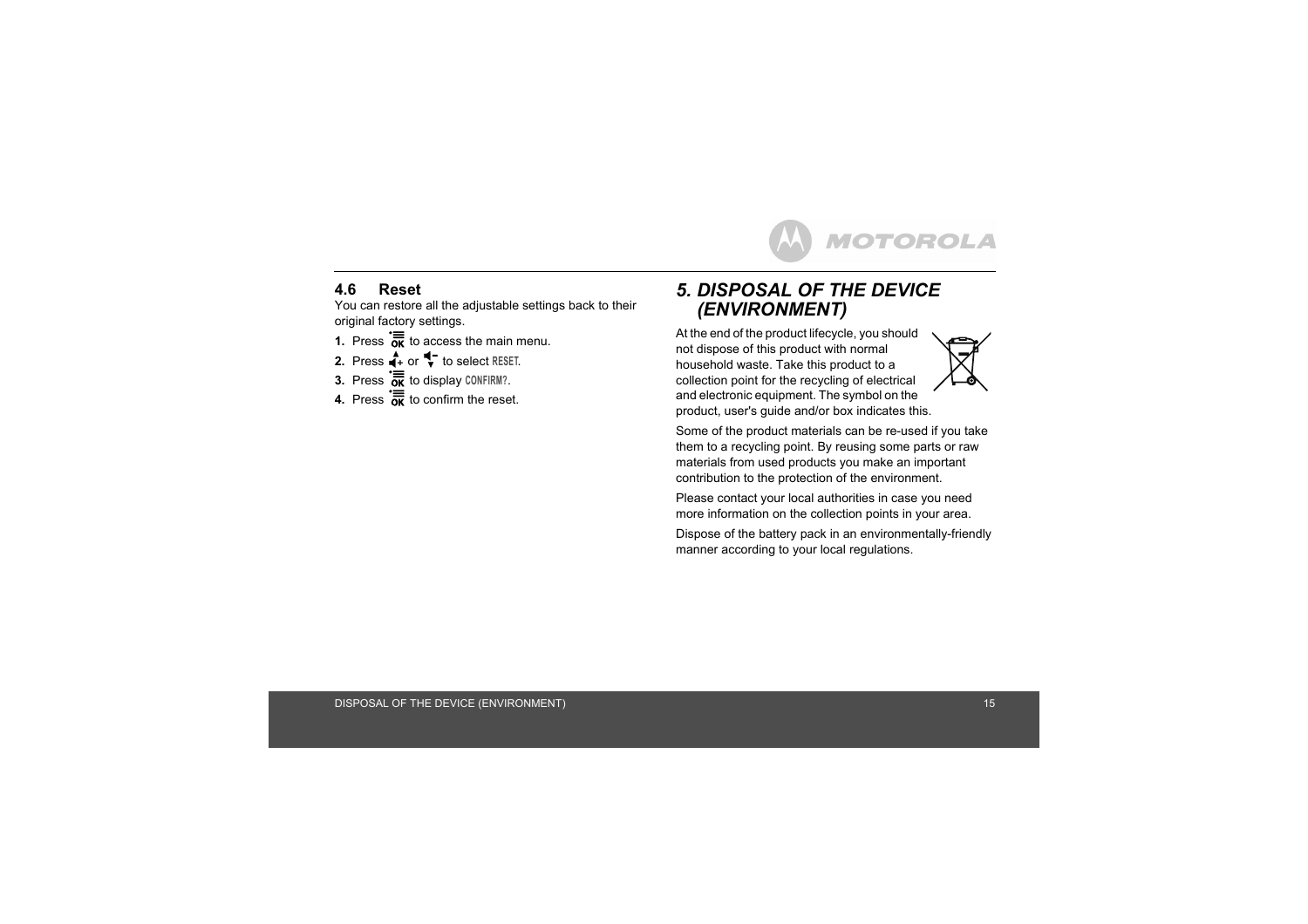## 4.6 Reset

You can restore all the adjustable settings back to their original factory settings.

1. Press OK to access the main menu.
2. Press + or - to select RESET.
3. Press OK to display CONFIRM?.
4. Press OK to confirm the reset.

# *5. DISPOSAL OF THE DEVICE (ENVIRONMENT)*

At the end of the product lifecycle, you should not dispose of this product with normal household waste. Take this product to a collection point for the recycling of electrical and electronic equipment. The symbol on the product, user's guide and/or box indicates this.

Some of the product materials can be re-used if you take them to a recycling point. By reusing some parts or raw materials from used products you make an important contribution to the protection of the environment.

Please contact your local authorities in case you need more information on the collection points in your area.

Dispose of the battery pack in an environmentally-friendly manner according to your local regulations.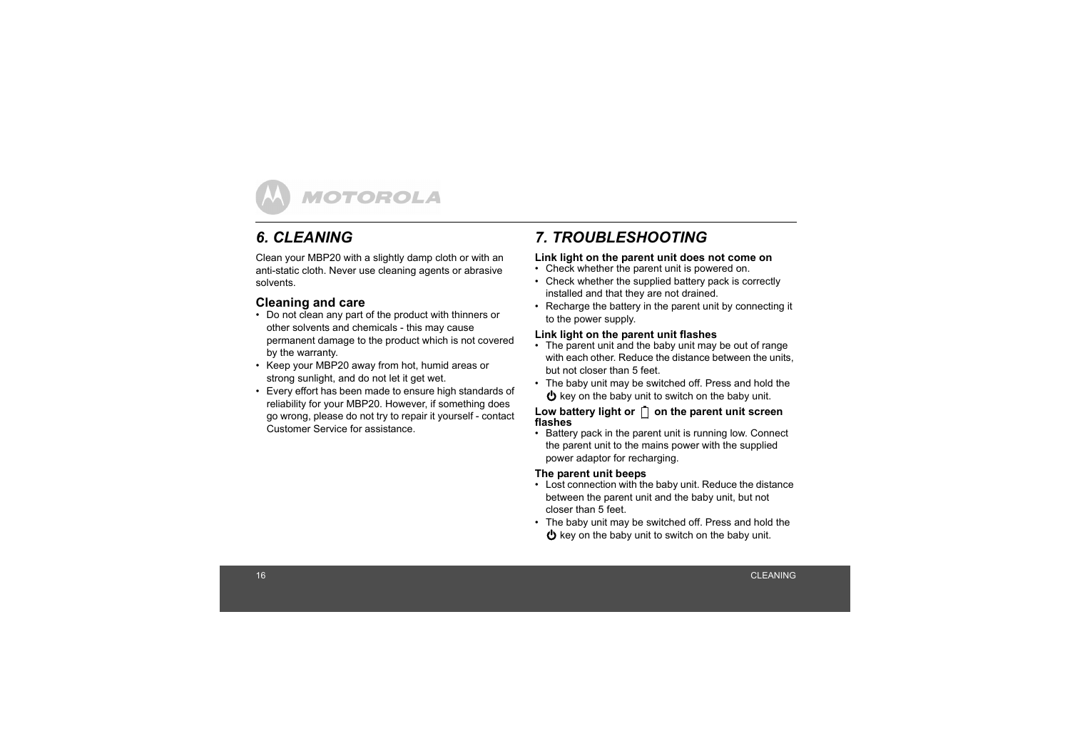# 6. CLEANING

Clean your MBP20 with a slightly damp cloth or with an anti-static cloth. Never use cleaning agents or abrasive solvents.

## Cleaning and care

- Do not clean any part of the product with thinners or other solvents and chemicals - this may cause permanent damage to the product which is not covered by the warranty.
- Keep your MBP20 away from hot, humid areas or strong sunlight, and do not let it get wet.
- Every effort has been made to ensure high standards of reliability for your MBP20. However, if something does go wrong, please do not try to repair it yourself - contact Customer Service for assistance.

# 7. TROUBLESHOOTING

**Link light on the parent unit does not come on**

- Check whether the parent unit is powered on.
- Check whether the supplied battery pack is correctly installed and that they are not drained.
- Recharge the battery in the parent unit by connecting it to the power supply.

**Link light on the parent unit flashes**

- The parent unit and the baby unit may be out of range with each other. Reduce the distance between the units, but not closer than 5 feet.
- The baby unit may be switched off. Press and hold the ⏻ key on the baby unit to switch on the baby unit.

**Low battery light or ▯ on the parent unit screen flashes**

- Battery pack in the parent unit is running low. Connect the parent unit to the mains power with the supplied power adaptor for recharging.

**The parent unit beeps**

- Lost connection with the baby unit. Reduce the distance between the parent unit and the baby unit, but not closer than 5 feet.
- The baby unit may be switched off. Press and hold the ⏻ key on the baby unit to switch on the baby unit.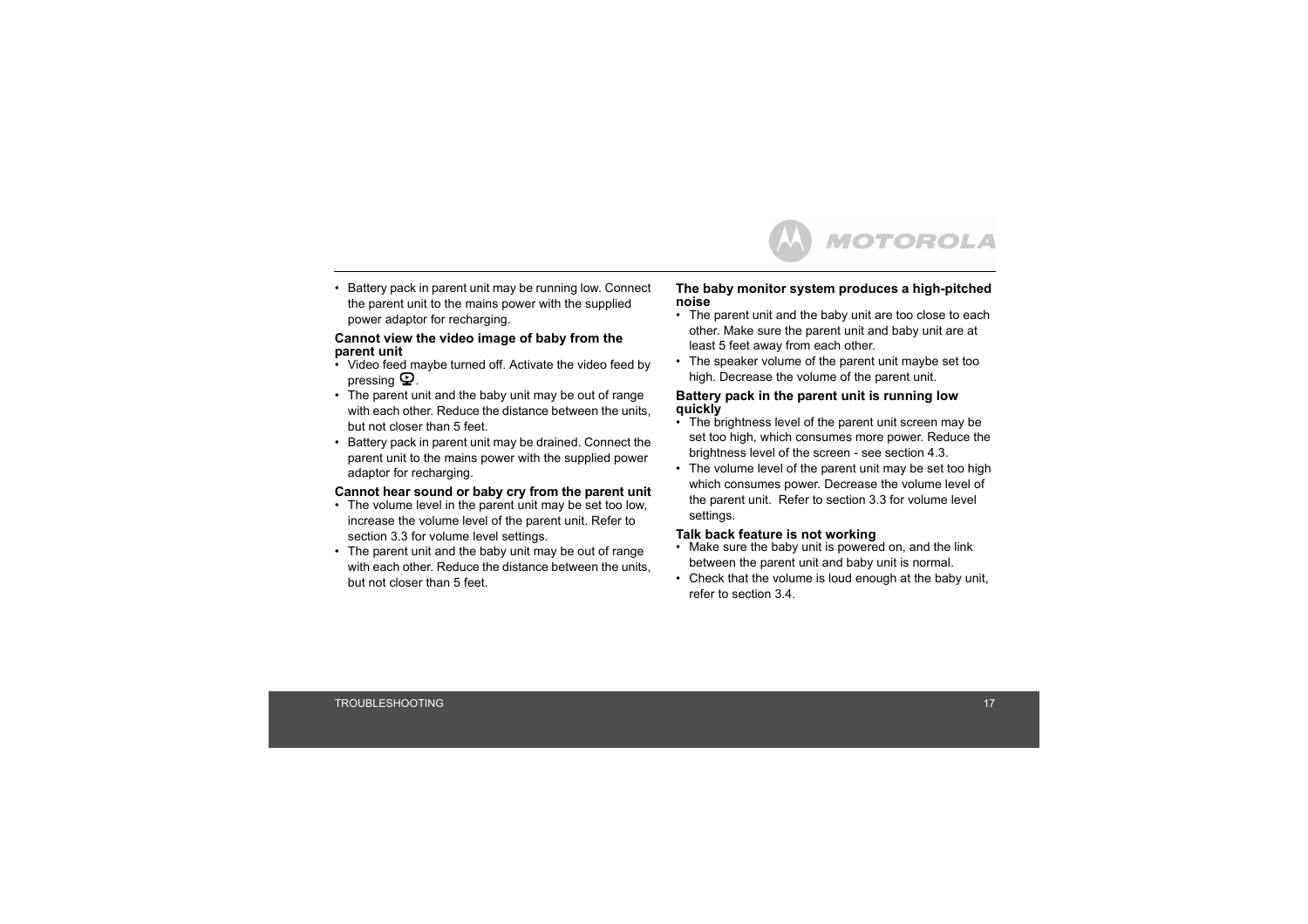- Battery pack in parent unit may be running low. Connect the parent unit to the mains power with the supplied power adaptor for recharging.

**Cannot view the video image of baby from the parent unit**

- Video feed maybe turned off. Activate the video feed by pressing .
- The parent unit and the baby unit may be out of range with each other. Reduce the distance between the units, but not closer than 5 feet.
- Battery pack in parent unit may be drained. Connect the parent unit to the mains power with the supplied power adaptor for recharging.

**Cannot hear sound or baby cry from the parent unit**

- The volume level in the parent unit may be set too low, increase the volume level of the parent unit. Refer to section 3.3 for volume level settings.
- The parent unit and the baby unit may be out of range with each other. Reduce the distance between the units, but not closer than 5 feet.

**The baby monitor system produces a high-pitched noise**

- The parent unit and the baby unit are too close to each other. Make sure the parent unit and baby unit are at least 5 feet away from each other.
- The speaker volume of the parent unit maybe set too high. Decrease the volume of the parent unit.

**Battery pack in the parent unit is running low quickly**

- The brightness level of the parent unit screen may be set too high, which consumes more power. Reduce the brightness level of the screen - see section 4.3.
- The volume level of the parent unit may be set too high which consumes power. Decrease the volume level of the parent unit. Refer to section 3.3 for volume level settings.

**Talk back feature is not working**

- Make sure the baby unit is powered on, and the link between the parent unit and baby unit is normal.
- Check that the volume is loud enough at the baby unit, refer to section 3.4.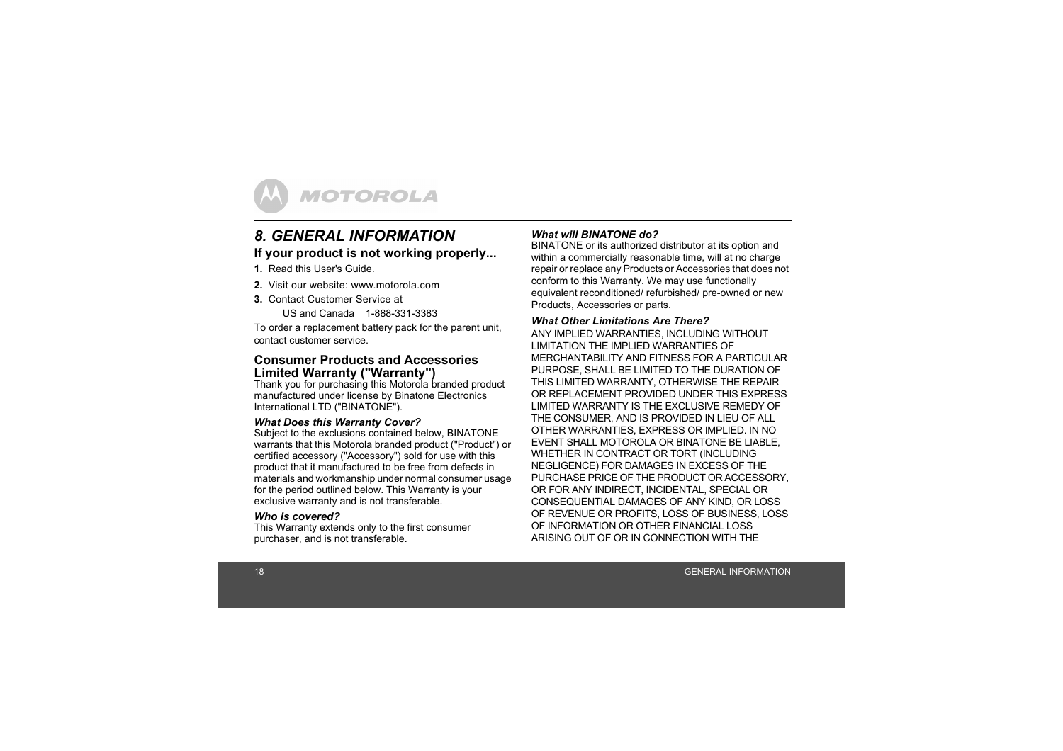# 8. GENERAL INFORMATION

## If your product is not working properly...

1. Read this User's Guide.
2. Visit our website: www.motorola.com
3. Contact Customer Service at

   US and Canada 1-888-331-3383

To order a replacement battery pack for the parent unit, contact customer service.

## Consumer Products and Accessories Limited Warranty ("Warranty")

Thank you for purchasing this Motorola branded product manufactured under license by Binatone Electronics International LTD ("BINATONE").

### *What Does this Warranty Cover?*

Subject to the exclusions contained below, BINATONE warrants that this Motorola branded product ("Product") or certified accessory ("Accessory") sold for use with this product that it manufactured to be free from defects in materials and workmanship under normal consumer usage for the period outlined below. This Warranty is your exclusive warranty and is not transferable.

### *Who is covered?*

This Warranty extends only to the first consumer purchaser, and is not transferable.

### *What will BINATONE do?*

BINATONE or its authorized distributor at its option and within a commercially reasonable time, will at no charge repair or replace any Products or Accessories that does not conform to this Warranty. We may use functionally equivalent reconditioned/ refurbished/ pre-owned or new Products, Accessories or parts.

### *What Other Limitations Are There?*

ANY IMPLIED WARRANTIES, INCLUDING WITHOUT LIMITATION THE IMPLIED WARRANTIES OF MERCHANTABILITY AND FITNESS FOR A PARTICULAR PURPOSE, SHALL BE LIMITED TO THE DURATION OF THIS LIMITED WARRANTY, OTHERWISE THE REPAIR OR REPLACEMENT PROVIDED UNDER THIS EXPRESS LIMITED WARRANTY IS THE EXCLUSIVE REMEDY OF THE CONSUMER, AND IS PROVIDED IN LIEU OF ALL OTHER WARRANTIES, EXPRESS OR IMPLIED. IN NO EVENT SHALL MOTOROLA OR BINATONE BE LIABLE, WHETHER IN CONTRACT OR TORT (INCLUDING NEGLIGENCE) FOR DAMAGES IN EXCESS OF THE PURCHASE PRICE OF THE PRODUCT OR ACCESSORY, OR FOR ANY INDIRECT, INCIDENTAL, SPECIAL OR CONSEQUENTIAL DAMAGES OF ANY KIND, OR LOSS OF REVENUE OR PROFITS, LOSS OF BUSINESS, LOSS OF INFORMATION OR OTHER FINANCIAL LOSS ARISING OUT OF OR IN CONNECTION WITH THE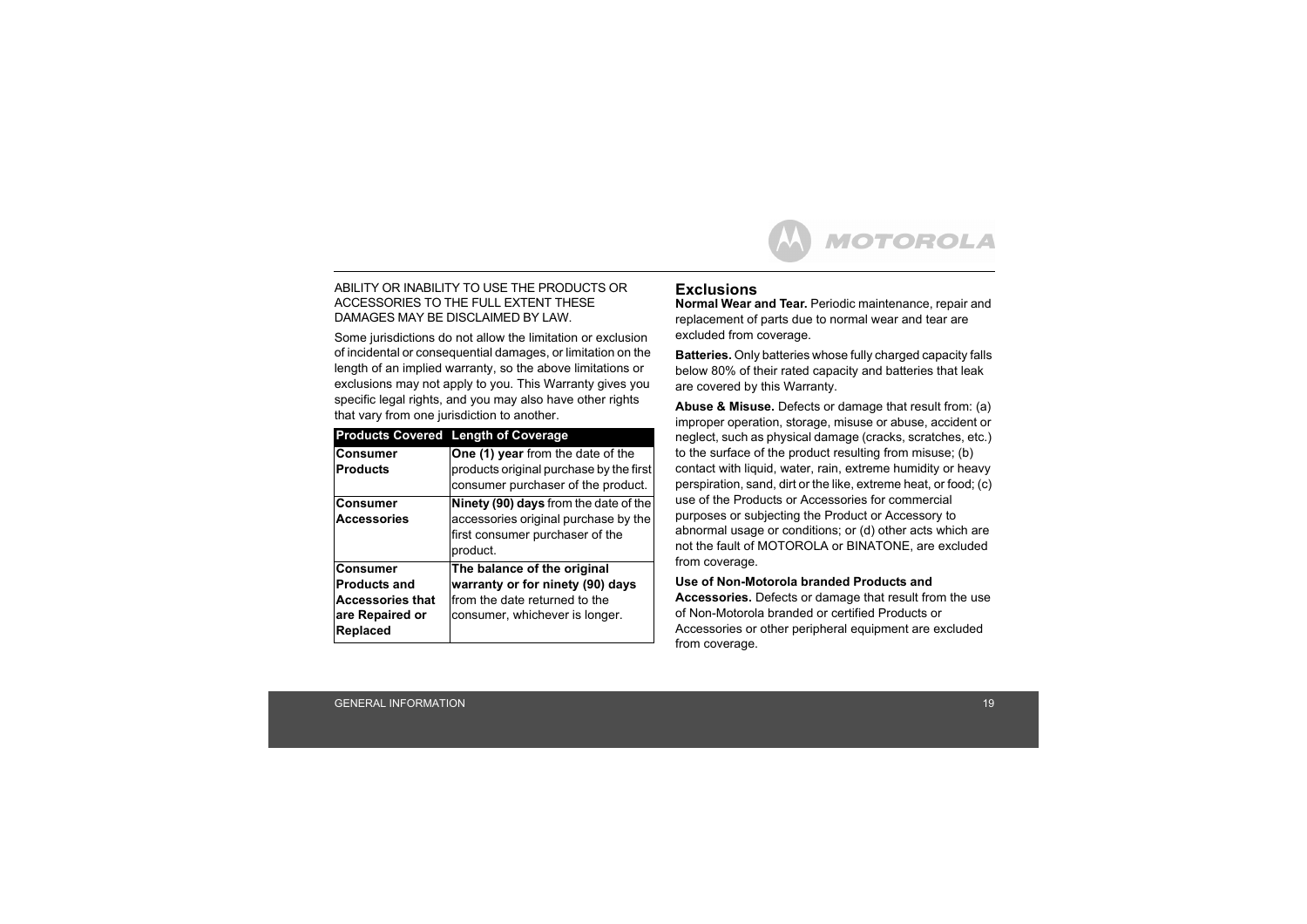ABILITY OR INABILITY TO USE THE PRODUCTS OR ACCESSORIES TO THE FULL EXTENT THESE DAMAGES MAY BE DISCLAIMED BY LAW.

Some jurisdictions do not allow the limitation or exclusion of incidental or consequential damages, or limitation on the length of an implied warranty, so the above limitations or exclusions may not apply to you. This Warranty gives you specific legal rights, and you may also have other rights that vary from one jurisdiction to another.

| Products Covered | Length of Coverage |
|---|---|
| **Consumer Products** | **One (1) year** from the date of the products original purchase by the first consumer purchaser of the product. |
| **Consumer Accessories** | **Ninety (90) days** from the date of the accessories original purchase by the first consumer purchaser of the product. |
| **Consumer Products and Accessories that are Repaired or Replaced** | **The balance of the original warranty or for ninety (90) days** from the date returned to the consumer, whichever is longer. |

## Exclusions

**Normal Wear and Tear.** Periodic maintenance, repair and replacement of parts due to normal wear and tear are excluded from coverage.

**Batteries.** Only batteries whose fully charged capacity falls below 80% of their rated capacity and batteries that leak are covered by this Warranty.

**Abuse & Misuse.** Defects or damage that result from: (a) improper operation, storage, misuse or abuse, accident or neglect, such as physical damage (cracks, scratches, etc.) to the surface of the product resulting from misuse; (b) contact with liquid, water, rain, extreme humidity or heavy perspiration, sand, dirt or the like, extreme heat, or food; (c) use of the Products or Accessories for commercial purposes or subjecting the Product or Accessory to abnormal usage or conditions; or (d) other acts which are not the fault of MOTOROLA or BINATONE, are excluded from coverage.

**Use of Non-Motorola branded Products and Accessories.** Defects or damage that result from the use of Non-Motorola branded or certified Products or Accessories or other peripheral equipment are excluded from coverage.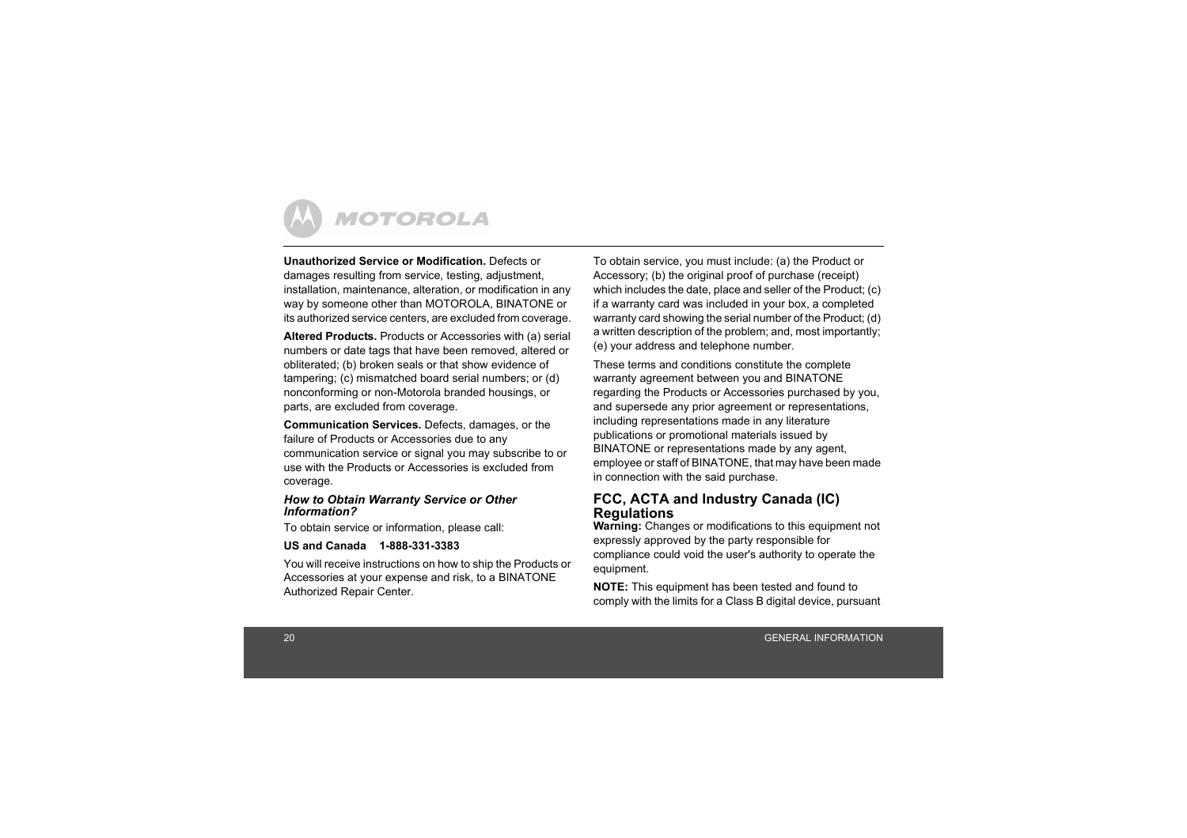**Unauthorized Service or Modification.** Defects or damages resulting from service, testing, adjustment, installation, maintenance, alteration, or modification in any way by someone other than MOTOROLA, BINATONE or its authorized service centers, are excluded from coverage.

**Altered Products.** Products or Accessories with (a) serial numbers or date tags that have been removed, altered or obliterated; (b) broken seals or that show evidence of tampering; (c) mismatched board serial numbers; or (d) nonconforming or non-Motorola branded housings, or parts, are excluded from coverage.

**Communication Services.** Defects, damages, or the failure of Products or Accessories due to any communication service or signal you may subscribe to or use with the Products or Accessories is excluded from coverage.

***How to Obtain Warranty Service or Other Information?***

To obtain service or information, please call:

**US and Canada 1-888-331-3383**

You will receive instructions on how to ship the Products or Accessories at your expense and risk, to a BINATONE Authorized Repair Center.

To obtain service, you must include: (a) the Product or Accessory; (b) the original proof of purchase (receipt) which includes the date, place and seller of the Product; (c) if a warranty card was included in your box, a completed warranty card showing the serial number of the Product; (d) a written description of the problem; and, most importantly; (e) your address and telephone number.

These terms and conditions constitute the complete warranty agreement between you and BINATONE regarding the Products or Accessories purchased by you, and supersede any prior agreement or representations, including representations made in any literature publications or promotional materials issued by BINATONE or representations made by any agent, employee or staff of BINATONE, that may have been made in connection with the said purchase.

## FCC, ACTA and Industry Canada (IC) Regulations

**Warning:** Changes or modifications to this equipment not expressly approved by the party responsible for compliance could void the user's authority to operate the equipment.

**NOTE:** This equipment has been tested and found to comply with the limits for a Class B digital device, pursuant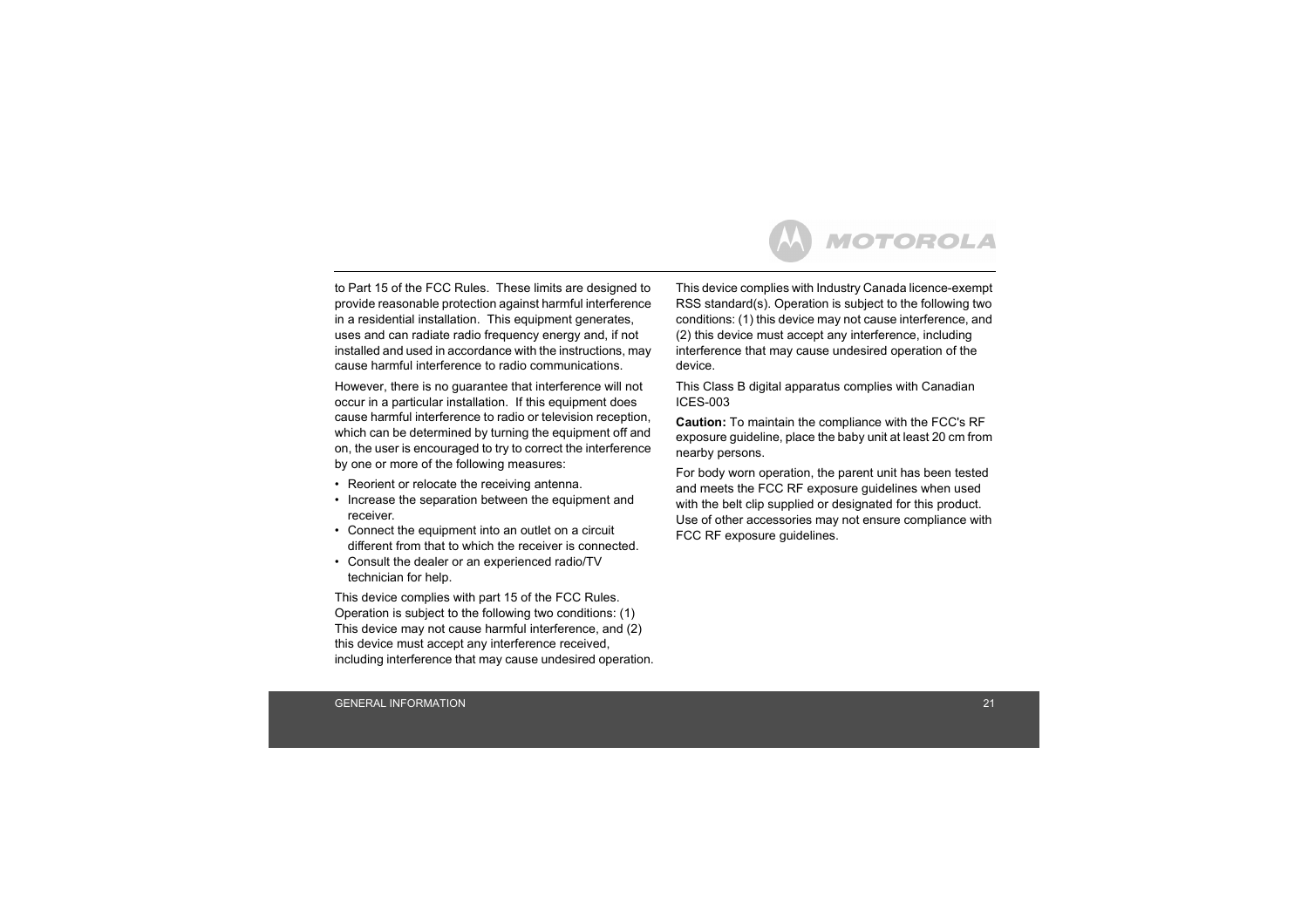to Part 15 of the FCC Rules. These limits are designed to provide reasonable protection against harmful interference in a residential installation. This equipment generates, uses and can radiate radio frequency energy and, if not installed and used in accordance with the instructions, may cause harmful interference to radio communications.

However, there is no guarantee that interference will not occur in a particular installation. If this equipment does cause harmful interference to radio or television reception, which can be determined by turning the equipment off and on, the user is encouraged to try to correct the interference by one or more of the following measures:

- Reorient or relocate the receiving antenna.
- Increase the separation between the equipment and receiver.
- Connect the equipment into an outlet on a circuit different from that to which the receiver is connected.
- Consult the dealer or an experienced radio/TV technician for help.

This device complies with part 15 of the FCC Rules. Operation is subject to the following two conditions: (1) This device may not cause harmful interference, and (2) this device must accept any interference received, including interference that may cause undesired operation.

This device complies with Industry Canada licence-exempt RSS standard(s). Operation is subject to the following two conditions: (1) this device may not cause interference, and (2) this device must accept any interference, including interference that may cause undesired operation of the device.

This Class B digital apparatus complies with Canadian ICES-003

**Caution:** To maintain the compliance with the FCC's RF exposure guideline, place the baby unit at least 20 cm from nearby persons.

For body worn operation, the parent unit has been tested and meets the FCC RF exposure guidelines when used with the belt clip supplied or designated for this product. Use of other accessories may not ensure compliance with FCC RF exposure guidelines.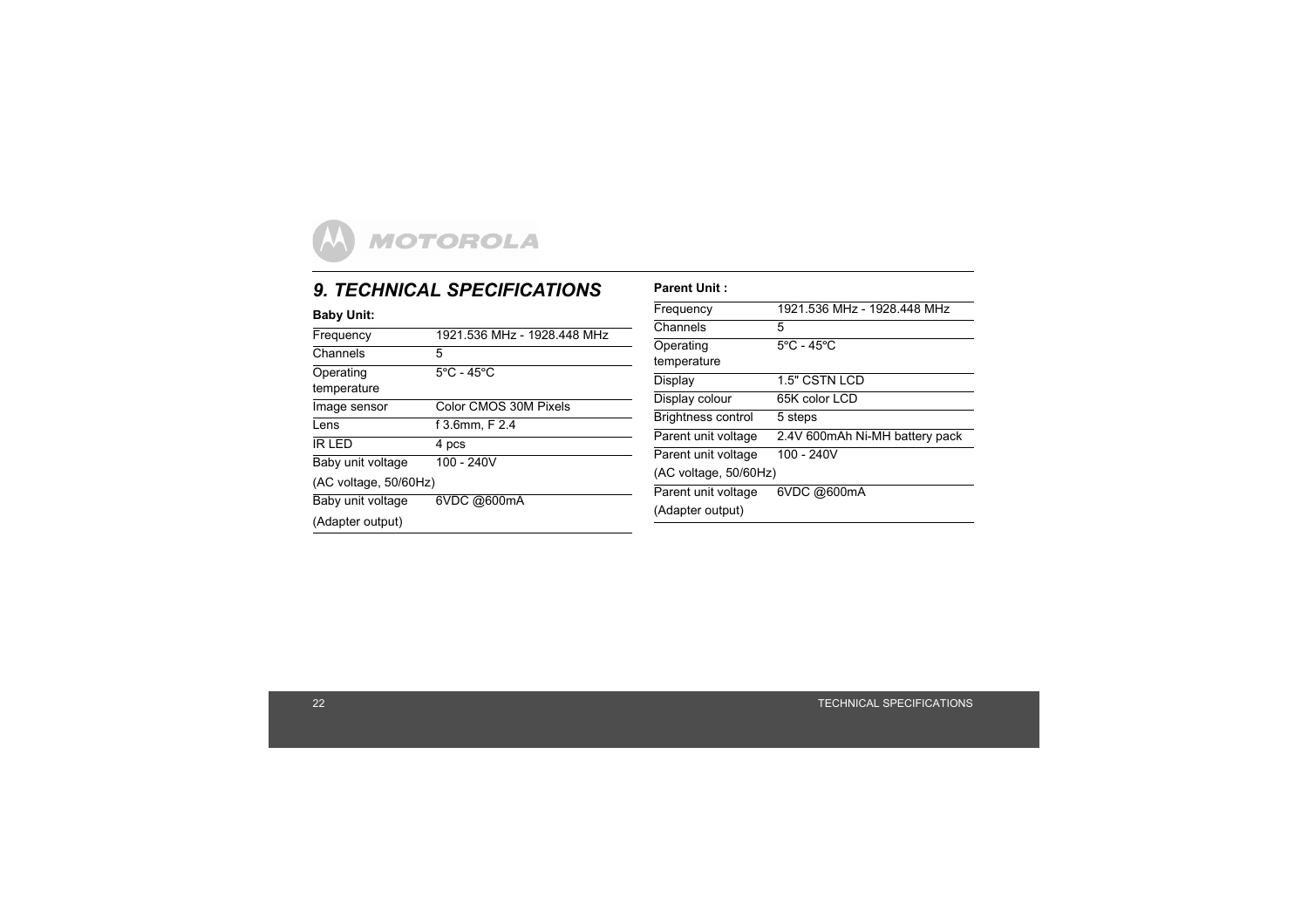# 9. TECHNICAL SPECIFICATIONS

**Baby Unit:**

| | |
|---|---|
| Frequency | 1921.536 MHz - 1928.448 MHz |
| Channels | 5 |
| Operating temperature | 5°C - 45°C |
| Image sensor | Color CMOS 30M Pixels |
| Lens | f 3.6mm, F 2.4 |
| IR LED | 4 pcs |
| Baby unit voltage (AC voltage, 50/60Hz) | 100 - 240V |
| Baby unit voltage (Adapter output) | 6VDC @600mA |

**Parent Unit :**

| | |
|---|---|
| Frequency | 1921.536 MHz - 1928.448 MHz |
| Channels | 5 |
| Operating temperature | 5°C - 45°C |
| Display | 1.5" CSTN LCD |
| Display colour | 65K color LCD |
| Brightness control | 5 steps |
| Parent unit voltage | 2.4V 600mAh Ni-MH battery pack |
| Parent unit voltage (AC voltage, 50/60Hz) | 100 - 240V |
| Parent unit voltage (Adapter output) | 6VDC @600mA |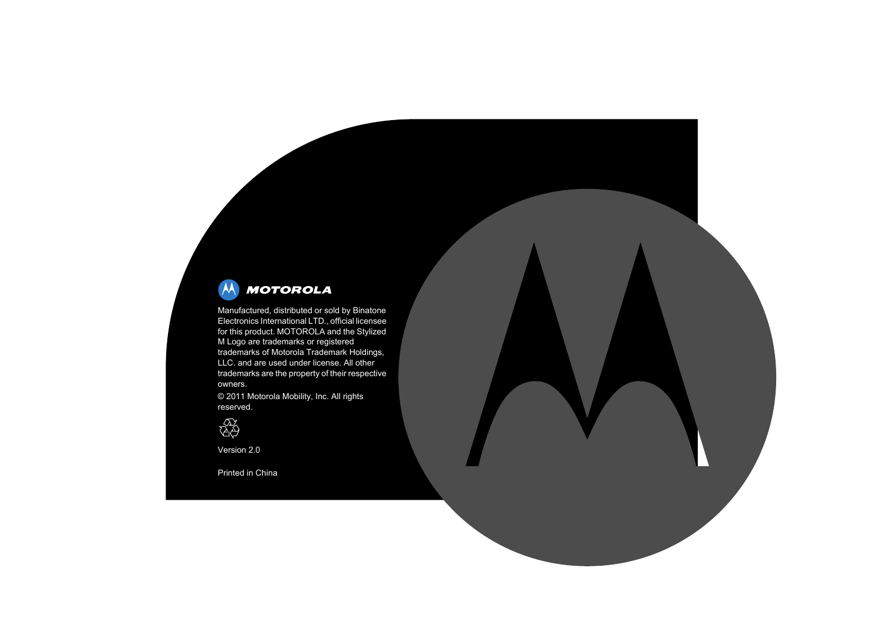MOTOROLA

Manufactured, distributed or sold by Binatone Electronics International LTD., official licensee for this product. MOTOROLA and the Stylized M Logo are trademarks or registered trademarks of Motorola Trademark Holdings, LLC. and are used under license. All other trademarks are the property of their respective owners.

© 2011 Motorola Mobility, Inc. All rights reserved.

Version 2.0

Printed in China